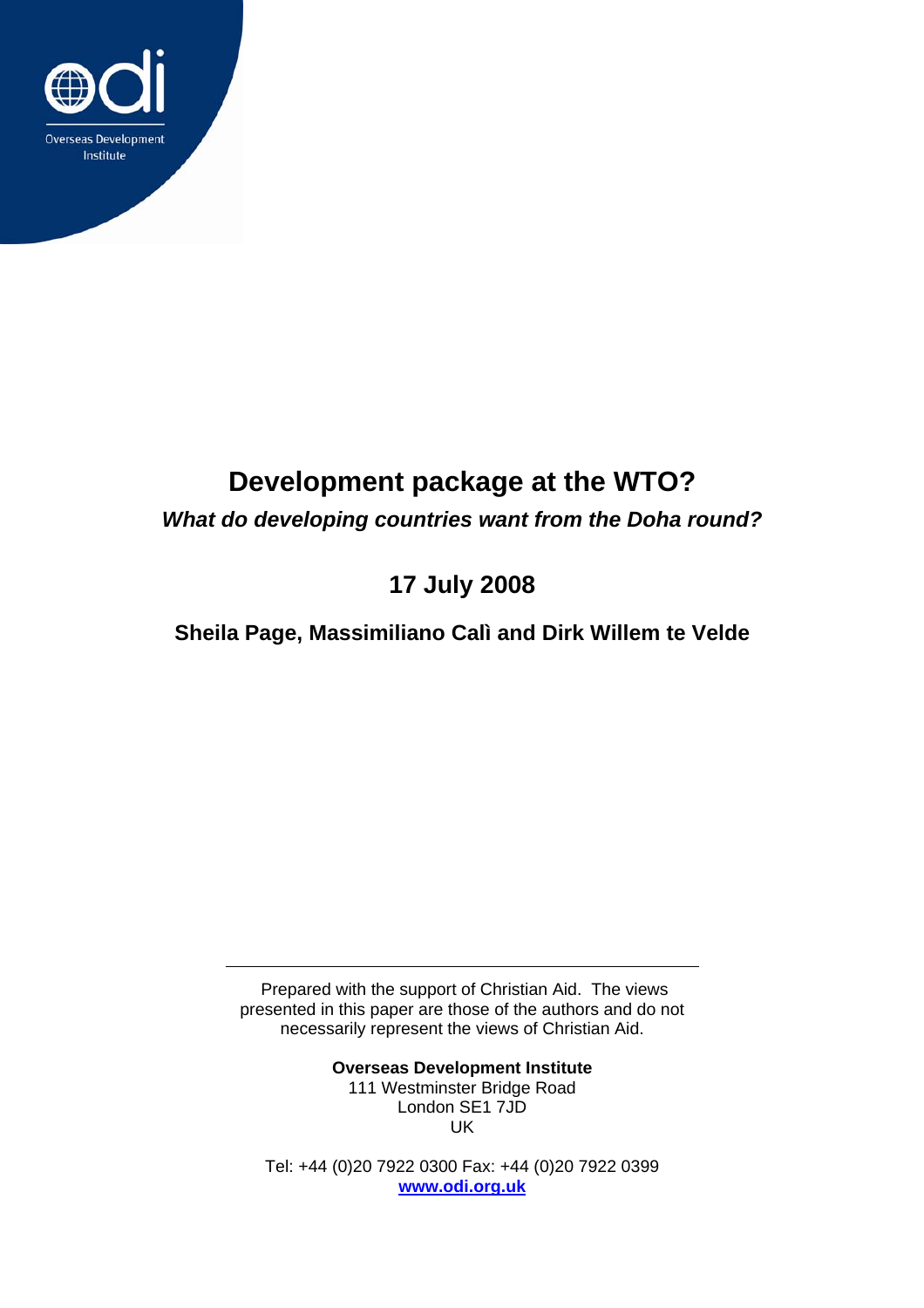Overseas Development Institute

# Development package at the WTO?

***What do developing countries want from the Doha round?***

## 17 July 2008

**Sheila Page, Massimiliano Calì and Dirk Willem te Velde**

---

Prepared with the support of Christian Aid. The views presented in this paper are those of the authors and do not necessarily represent the views of Christian Aid.

**Overseas Development Institute**
111 Westminster Bridge Road
London SE1 7JD
UK

Tel: +44 (0)20 7922 0300 Fax: +44 (0)20 7922 0399
[www.odi.org.uk](http://www.odi.org.uk)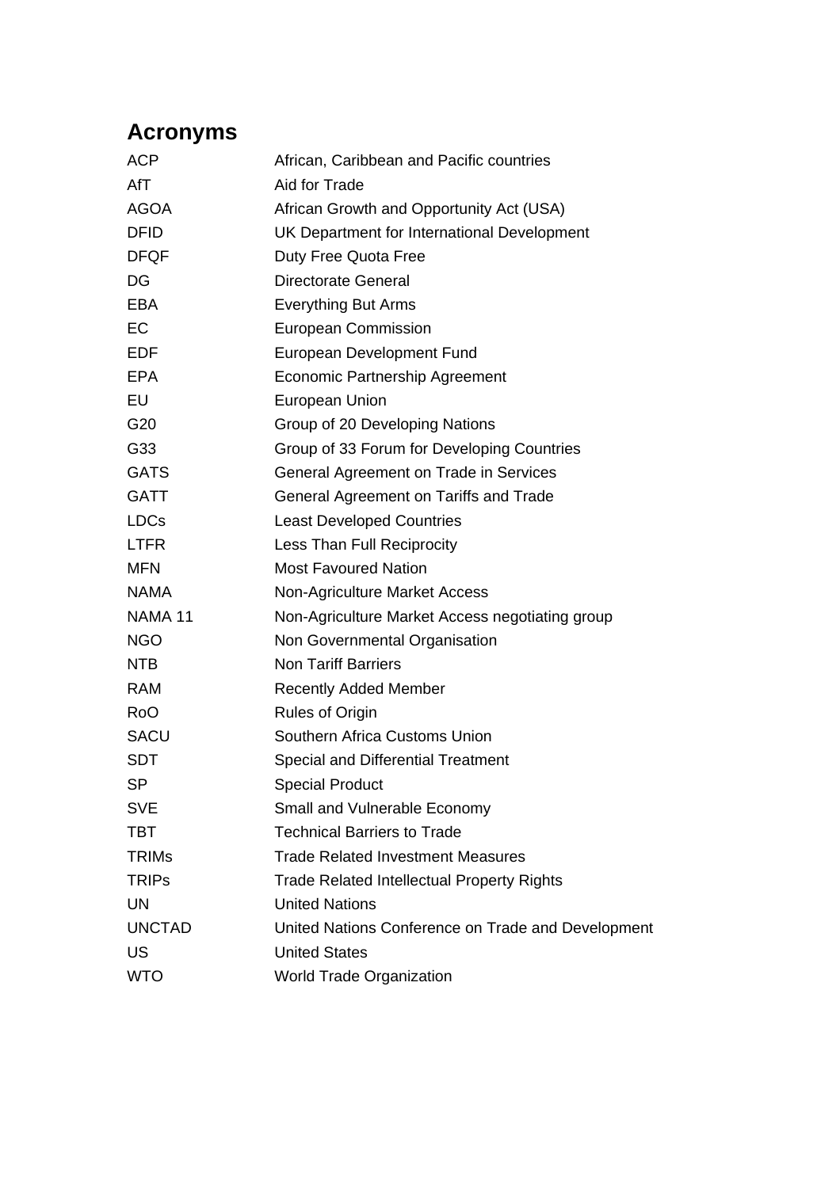## Acronyms

| | |
|---|---|
| ACP | African, Caribbean and Pacific countries |
| AfT | Aid for Trade |
| AGOA | African Growth and Opportunity Act (USA) |
| DFID | UK Department for International Development |
| DFQF | Duty Free Quota Free |
| DG | Directorate General |
| EBA | Everything But Arms |
| EC | European Commission |
| EDF | European Development Fund |
| EPA | Economic Partnership Agreement |
| EU | European Union |
| G20 | Group of 20 Developing Nations |
| G33 | Group of 33 Forum for Developing Countries |
| GATS | General Agreement on Trade in Services |
| GATT | General Agreement on Tariffs and Trade |
| LDCs | Least Developed Countries |
| LTFR | Less Than Full Reciprocity |
| MFN | Most Favoured Nation |
| NAMA | Non-Agriculture Market Access |
| NAMA 11 | Non-Agriculture Market Access negotiating group |
| NGO | Non Governmental Organisation |
| NTB | Non Tariff Barriers |
| RAM | Recently Added Member |
| RoO | Rules of Origin |
| SACU | Southern Africa Customs Union |
| SDT | Special and Differential Treatment |
| SP | Special Product |
| SVE | Small and Vulnerable Economy |
| TBT | Technical Barriers to Trade |
| TRIMs | Trade Related Investment Measures |
| TRIPs | Trade Related Intellectual Property Rights |
| UN | United Nations |
| UNCTAD | United Nations Conference on Trade and Development |
| US | United States |
| WTO | World Trade Organization |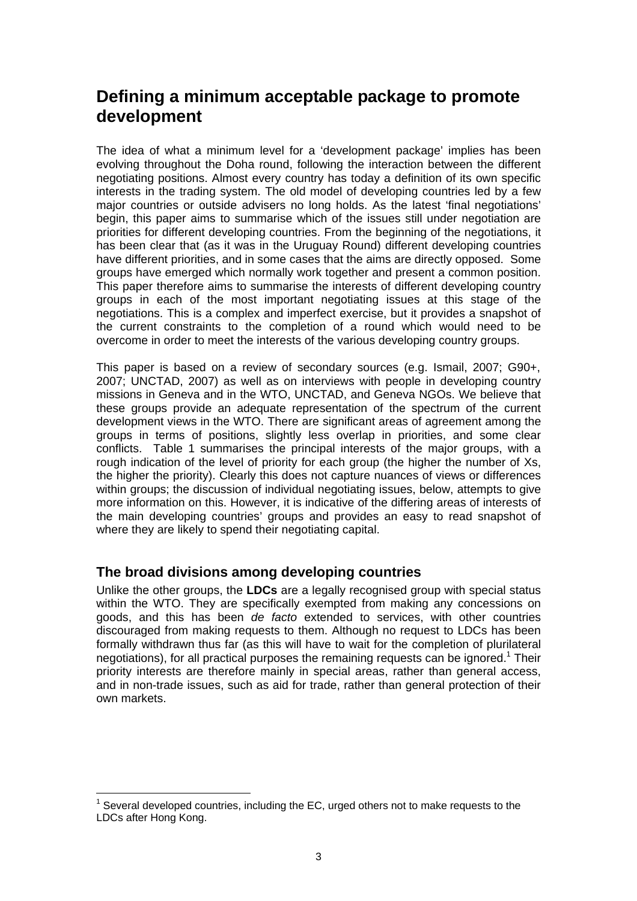# Defining a minimum acceptable package to promote development

The idea of what a minimum level for a 'development package' implies has been evolving throughout the Doha round, following the interaction between the different negotiating positions. Almost every country has today a definition of its own specific interests in the trading system. The old model of developing countries led by a few major countries or outside advisers no long holds. As the latest 'final negotiations' begin, this paper aims to summarise which of the issues still under negotiation are priorities for different developing countries. From the beginning of the negotiations, it has been clear that (as it was in the Uruguay Round) different developing countries have different priorities, and in some cases that the aims are directly opposed. Some groups have emerged which normally work together and present a common position. This paper therefore aims to summarise the interests of different developing country groups in each of the most important negotiating issues at this stage of the negotiations. This is a complex and imperfect exercise, but it provides a snapshot of the current constraints to the completion of a round which would need to be overcome in order to meet the interests of the various developing country groups.

This paper is based on a review of secondary sources (e.g. Ismail, 2007; G90+, 2007; UNCTAD, 2007) as well as on interviews with people in developing country missions in Geneva and in the WTO, UNCTAD, and Geneva NGOs. We believe that these groups provide an adequate representation of the spectrum of the current development views in the WTO. There are significant areas of agreement among the groups in terms of positions, slightly less overlap in priorities, and some clear conflicts. Table 1 summarises the principal interests of the major groups, with a rough indication of the level of priority for each group (the higher the number of Xs, the higher the priority). Clearly this does not capture nuances of views or differences within groups; the discussion of individual negotiating issues, below, attempts to give more information on this. However, it is indicative of the differing areas of interests of the main developing countries' groups and provides an easy to read snapshot of where they are likely to spend their negotiating capital.

## The broad divisions among developing countries

Unlike the other groups, the **LDCs** are a legally recognised group with special status within the WTO. They are specifically exempted from making any concessions on goods, and this has been *de facto* extended to services, with other countries discouraged from making requests to them. Although no request to LDCs has been formally withdrawn thus far (as this will have to wait for the completion of plurilateral negotiations), for all practical purposes the remaining requests can be ignored.[1] Their priority interests are therefore mainly in special areas, rather than general access, and in non-trade issues, such as aid for trade, rather than general protection of their own markets.

[1] Several developed countries, including the EC, urged others not to make requests to the LDCs after Hong Kong.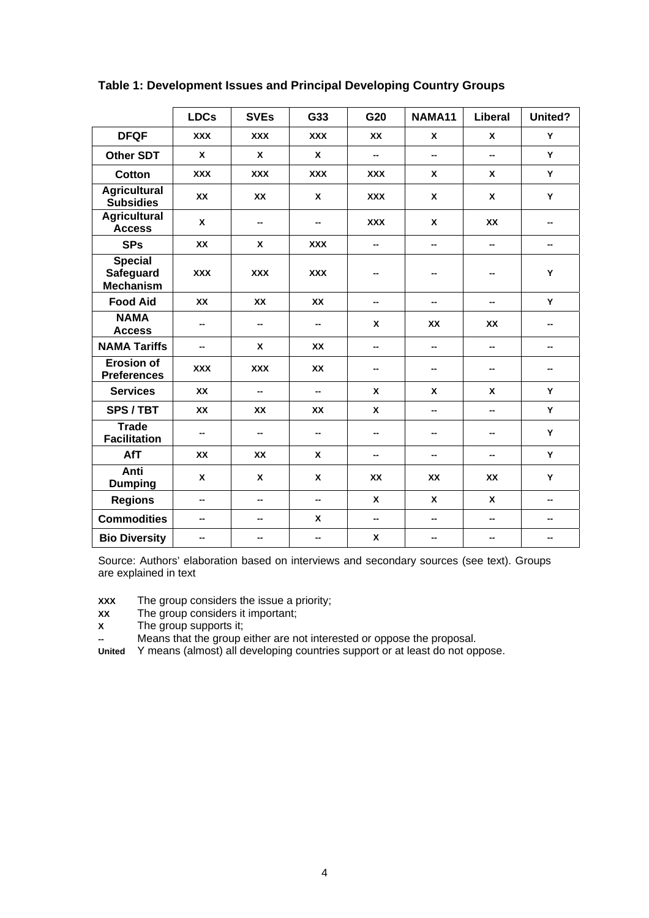**Table 1: Development Issues and Principal Developing Country Groups**

| | LDCs | SVEs | G33 | G20 | NAMA11 | Liberal | United? |
|---|---|---|---|---|---|---|---|
| **DFQF** | XXX | XXX | XXX | XX | X | X | Y |
| **Other SDT** | X | X | X | -- | -- | -- | Y |
| **Cotton** | XXX | XXX | XXX | XXX | X | X | Y |
| **Agricultural Subsidies** | XX | XX | X | XXX | X | X | Y |
| **Agricultural Access** | X | -- | -- | XXX | X | XX | -- |
| **SPs** | XX | X | XXX | -- | -- | -- | -- |
| **Special Safeguard Mechanism** | XXX | XXX | XXX | -- | -- | -- | Y |
| **Food Aid** | XX | XX | XX | -- | -- | -- | Y |
| **NAMA Access** | -- | -- | -- | X | XX | XX | -- |
| **NAMA Tariffs** | -- | X | XX | -- | -- | -- | -- |
| **Erosion of Preferences** | XXX | XXX | XX | -- | -- | -- | -- |
| **Services** | XX | -- | -- | X | X | X | Y |
| **SPS / TBT** | XX | XX | XX | X | -- | -- | Y |
| **Trade Facilitation** | -- | -- | -- | -- | -- | -- | Y |
| **AfT** | XX | XX | X | -- | -- | -- | Y |
| **Anti Dumping** | X | X | X | XX | XX | XX | Y |
| **Regions** | -- | -- | -- | X | X | X | -- |
| **Commodities** | -- | -- | X | -- | -- | -- | -- |
| **Bio Diversity** | -- | -- | -- | X | -- | -- | -- |

Source: Authors' elaboration based on interviews and secondary sources (see text). Groups are explained in text

**XXX** The group considers the issue a priority;
**XX** The group considers it important;
**X** The group supports it;
**--** Means that the group either are not interested or oppose the proposal.
**United** Y means (almost) all developing countries support or at least do not oppose.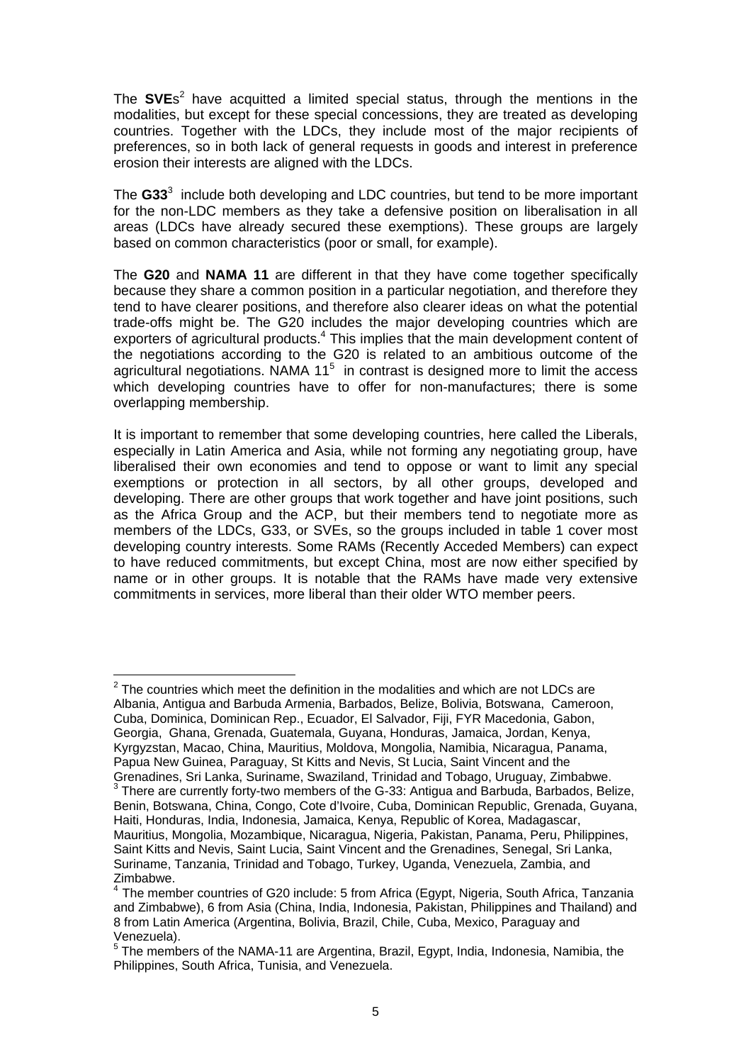The **SVE**s[2] have acquitted a limited special status, through the mentions in the modalities, but except for these special concessions, they are treated as developing countries. Together with the LDCs, they include most of the major recipients of preferences, so in both lack of general requests in goods and interest in preference erosion their interests are aligned with the LDCs.

The **G33**[3] include both developing and LDC countries, but tend to be more important for the non-LDC members as they take a defensive position on liberalisation in all areas (LDCs have already secured these exemptions). These groups are largely based on common characteristics (poor or small, for example).

The **G20** and **NAMA 11** are different in that they have come together specifically because they share a common position in a particular negotiation, and therefore they tend to have clearer positions, and therefore also clearer ideas on what the potential trade-offs might be. The G20 includes the major developing countries which are exporters of agricultural products.[4] This implies that the main development content of the negotiations according to the G20 is related to an ambitious outcome of the agricultural negotiations. NAMA 11[5] in contrast is designed more to limit the access which developing countries have to offer for non-manufactures; there is some overlapping membership.

It is important to remember that some developing countries, here called the Liberals, especially in Latin America and Asia, while not forming any negotiating group, have liberalised their own economies and tend to oppose or want to limit any special exemptions or protection in all sectors, by all other groups, developed and developing. There are other groups that work together and have joint positions, such as the Africa Group and the ACP, but their members tend to negotiate more as members of the LDCs, G33, or SVEs, so the groups included in table 1 cover most developing country interests. Some RAMs (Recently Acceded Members) can expect to have reduced commitments, but except China, most are now either specified by name or in other groups. It is notable that the RAMs have made very extensive commitments in services, more liberal than their older WTO member peers.

---

[2] The countries which meet the definition in the modalities and which are not LDCs are Albania, Antigua and Barbuda Armenia, Barbados, Belize, Bolivia, Botswana, Cameroon, Cuba, Dominica, Dominican Rep., Ecuador, El Salvador, Fiji, FYR Macedonia, Gabon, Georgia, Ghana, Grenada, Guatemala, Guyana, Honduras, Jamaica, Jordan, Kenya, Kyrgyzstan, Macao, China, Mauritius, Moldova, Mongolia, Namibia, Nicaragua, Panama, Papua New Guinea, Paraguay, St Kitts and Nevis, St Lucia, Saint Vincent and the Grenadines, Sri Lanka, Suriname, Swaziland, Trinidad and Tobago, Uruguay, Zimbabwe.

[3] There are currently forty-two members of the G-33: Antigua and Barbuda, Barbados, Belize, Benin, Botswana, China, Congo, Cote d'Ivoire, Cuba, Dominican Republic, Grenada, Guyana, Haiti, Honduras, India, Indonesia, Jamaica, Kenya, Republic of Korea, Madagascar, Mauritius, Mongolia, Mozambique, Nicaragua, Nigeria, Pakistan, Panama, Peru, Philippines, Saint Kitts and Nevis, Saint Lucia, Saint Vincent and the Grenadines, Senegal, Sri Lanka, Suriname, Tanzania, Trinidad and Tobago, Turkey, Uganda, Venezuela, Zambia, and Zimbabwe.

[4] The member countries of G20 include: 5 from Africa (Egypt, Nigeria, South Africa, Tanzania and Zimbabwe), 6 from Asia (China, India, Indonesia, Pakistan, Philippines and Thailand) and 8 from Latin America (Argentina, Bolivia, Brazil, Chile, Cuba, Mexico, Paraguay and Venezuela).

[5] The members of the NAMA-11 are Argentina, Brazil, Egypt, India, Indonesia, Namibia, the Philippines, South Africa, Tunisia, and Venezuela.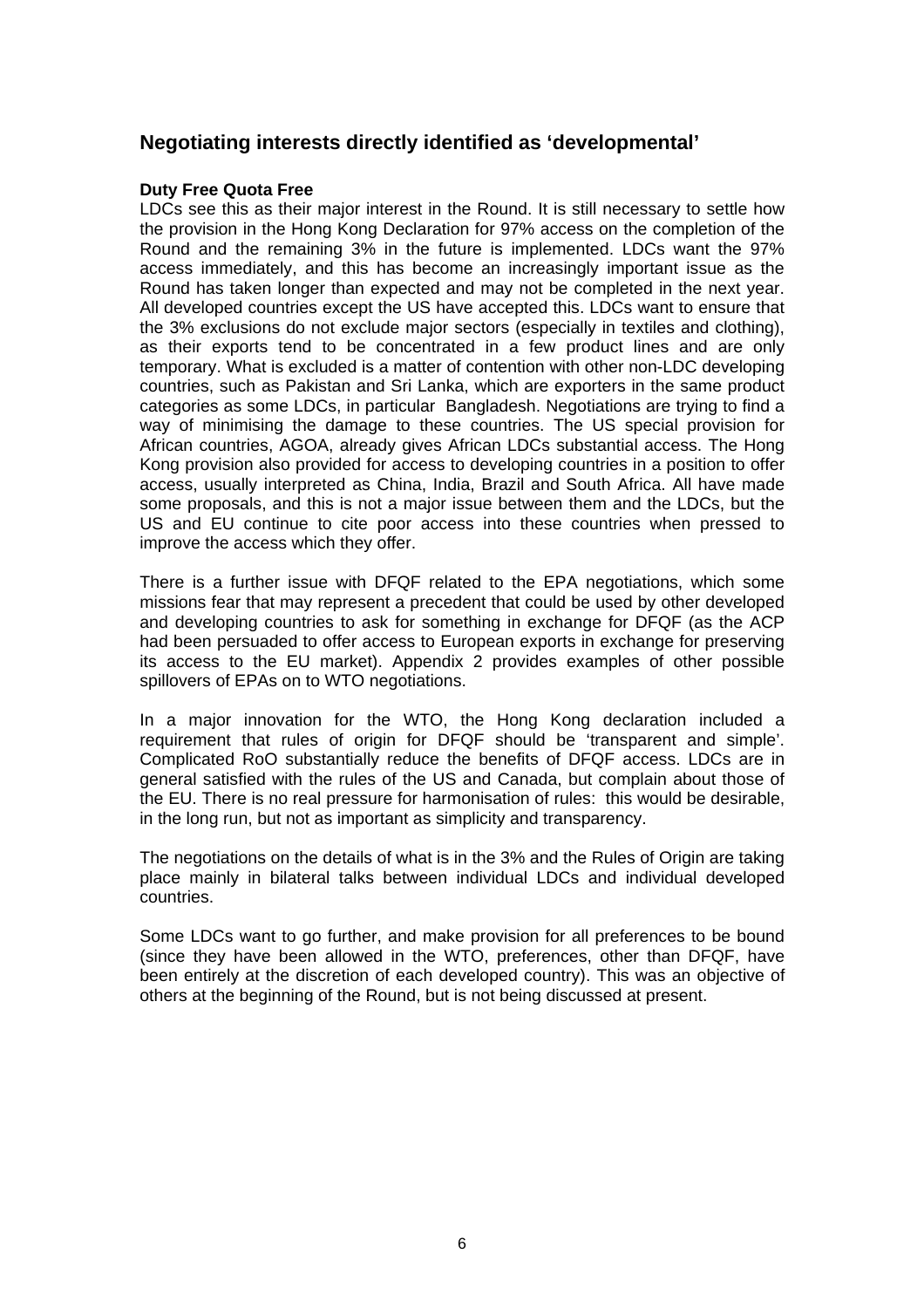## Negotiating interests directly identified as 'developmental'

**Duty Free Quota Free**

LDCs see this as their major interest in the Round. It is still necessary to settle how the provision in the Hong Kong Declaration for 97% access on the completion of the Round and the remaining 3% in the future is implemented. LDCs want the 97% access immediately, and this has become an increasingly important issue as the Round has taken longer than expected and may not be completed in the next year. All developed countries except the US have accepted this. LDCs want to ensure that the 3% exclusions do not exclude major sectors (especially in textiles and clothing), as their exports tend to be concentrated in a few product lines and are only temporary. What is excluded is a matter of contention with other non-LDC developing countries, such as Pakistan and Sri Lanka, which are exporters in the same product categories as some LDCs, in particular Bangladesh. Negotiations are trying to find a way of minimising the damage to these countries. The US special provision for African countries, AGOA, already gives African LDCs substantial access. The Hong Kong provision also provided for access to developing countries in a position to offer access, usually interpreted as China, India, Brazil and South Africa. All have made some proposals, and this is not a major issue between them and the LDCs, but the US and EU continue to cite poor access into these countries when pressed to improve the access which they offer.

There is a further issue with DFQF related to the EPA negotiations, which some missions fear that may represent a precedent that could be used by other developed and developing countries to ask for something in exchange for DFQF (as the ACP had been persuaded to offer access to European exports in exchange for preserving its access to the EU market). Appendix 2 provides examples of other possible spillovers of EPAs on to WTO negotiations.

In a major innovation for the WTO, the Hong Kong declaration included a requirement that rules of origin for DFQF should be 'transparent and simple'. Complicated RoO substantially reduce the benefits of DFQF access. LDCs are in general satisfied with the rules of the US and Canada, but complain about those of the EU. There is no real pressure for harmonisation of rules: this would be desirable, in the long run, but not as important as simplicity and transparency.

The negotiations on the details of what is in the 3% and the Rules of Origin are taking place mainly in bilateral talks between individual LDCs and individual developed countries.

Some LDCs want to go further, and make provision for all preferences to be bound (since they have been allowed in the WTO, preferences, other than DFQF, have been entirely at the discretion of each developed country). This was an objective of others at the beginning of the Round, but is not being discussed at present.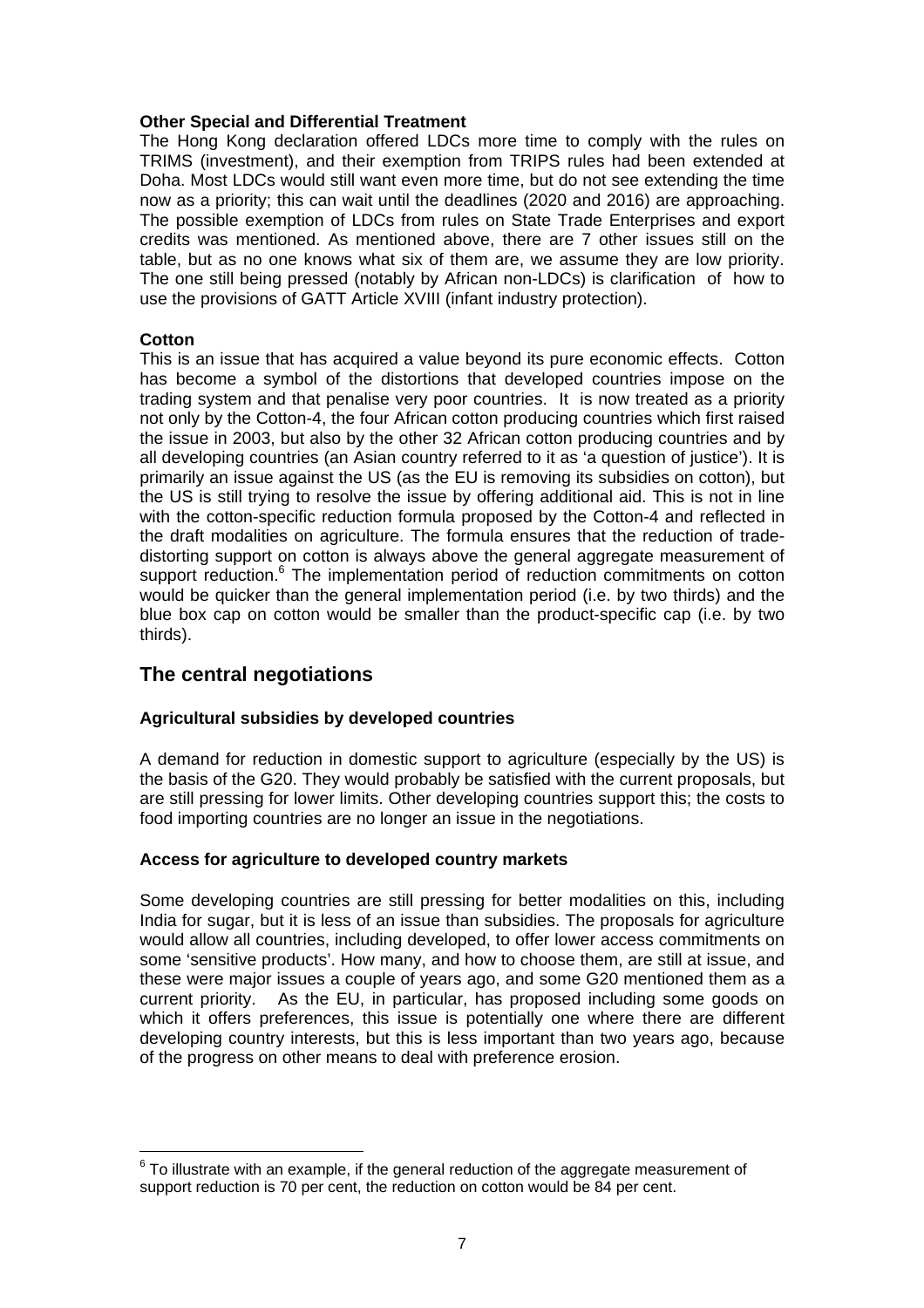**Other Special and Differential Treatment**

The Hong Kong declaration offered LDCs more time to comply with the rules on TRIMS (investment), and their exemption from TRIPS rules had been extended at Doha. Most LDCs would still want even more time, but do not see extending the time now as a priority; this can wait until the deadlines (2020 and 2016) are approaching. The possible exemption of LDCs from rules on State Trade Enterprises and export credits was mentioned. As mentioned above, there are 7 other issues still on the table, but as no one knows what six of them are, we assume they are low priority. The one still being pressed (notably by African non-LDCs) is clarification of how to use the provisions of GATT Article XVIII (infant industry protection).

**Cotton**

This is an issue that has acquired a value beyond its pure economic effects. Cotton has become a symbol of the distortions that developed countries impose on the trading system and that penalise very poor countries. It is now treated as a priority not only by the Cotton-4, the four African cotton producing countries which first raised the issue in 2003, but also by the other 32 African cotton producing countries and by all developing countries (an Asian country referred to it as 'a question of justice'). It is primarily an issue against the US (as the EU is removing its subsidies on cotton), but the US is still trying to resolve the issue by offering additional aid. This is not in line with the cotton-specific reduction formula proposed by the Cotton-4 and reflected in the draft modalities on agriculture. The formula ensures that the reduction of trade-distorting support on cotton is always above the general aggregate measurement of support reduction.[6] The implementation period of reduction commitments on cotton would be quicker than the general implementation period (i.e. by two thirds) and the blue box cap on cotton would be smaller than the product-specific cap (i.e. by two thirds).

## The central negotiations

**Agricultural subsidies by developed countries**

A demand for reduction in domestic support to agriculture (especially by the US) is the basis of the G20. They would probably be satisfied with the current proposals, but are still pressing for lower limits. Other developing countries support this; the costs to food importing countries are no longer an issue in the negotiations.

**Access for agriculture to developed country markets**

Some developing countries are still pressing for better modalities on this, including India for sugar, but it is less of an issue than subsidies. The proposals for agriculture would allow all countries, including developed, to offer lower access commitments on some 'sensitive products'. How many, and how to choose them, are still at issue, and these were major issues a couple of years ago, and some G20 mentioned them as a current priority. As the EU, in particular, has proposed including some goods on which it offers preferences, this issue is potentially one where there are different developing country interests, but this is less important than two years ago, because of the progress on other means to deal with preference erosion.

---

[6] To illustrate with an example, if the general reduction of the aggregate measurement of support reduction is 70 per cent, the reduction on cotton would be 84 per cent.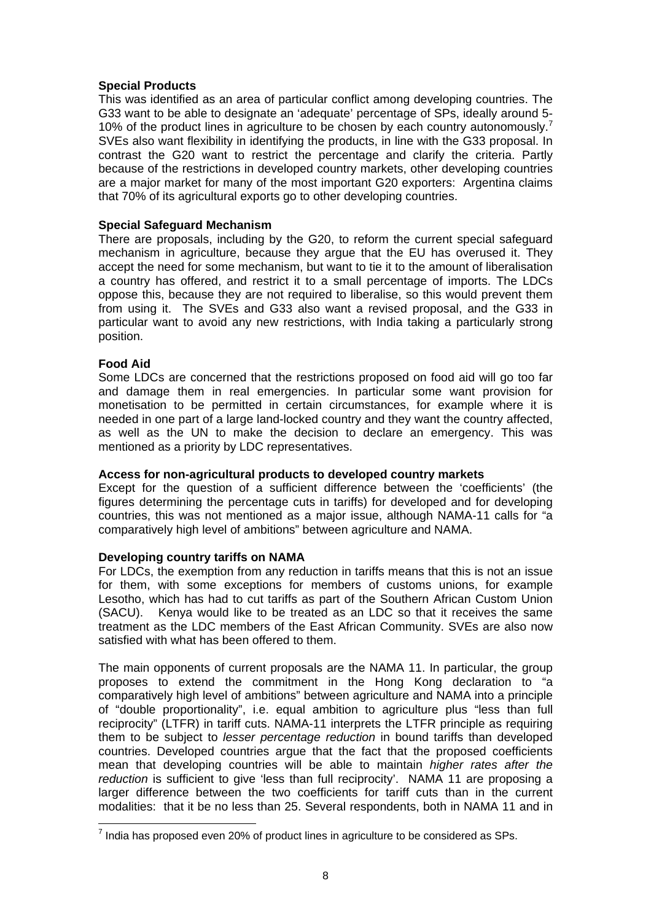**Special Products**

This was identified as an area of particular conflict among developing countries. The G33 want to be able to designate an 'adequate' percentage of SPs, ideally around 5-10% of the product lines in agriculture to be chosen by each country autonomously.[7] SVEs also want flexibility in identifying the products, in line with the G33 proposal. In contrast the G20 want to restrict the percentage and clarify the criteria. Partly because of the restrictions in developed country markets, other developing countries are a major market for many of the most important G20 exporters: Argentina claims that 70% of its agricultural exports go to other developing countries.

**Special Safeguard Mechanism**

There are proposals, including by the G20, to reform the current special safeguard mechanism in agriculture, because they argue that the EU has overused it. They accept the need for some mechanism, but want to tie it to the amount of liberalisation a country has offered, and restrict it to a small percentage of imports. The LDCs oppose this, because they are not required to liberalise, so this would prevent them from using it. The SVEs and G33 also want a revised proposal, and the G33 in particular want to avoid any new restrictions, with India taking a particularly strong position.

**Food Aid**

Some LDCs are concerned that the restrictions proposed on food aid will go too far and damage them in real emergencies. In particular some want provision for monetisation to be permitted in certain circumstances, for example where it is needed in one part of a large land-locked country and they want the country affected, as well as the UN to make the decision to declare an emergency. This was mentioned as a priority by LDC representatives.

**Access for non-agricultural products to developed country markets**

Except for the question of a sufficient difference between the 'coefficients' (the figures determining the percentage cuts in tariffs) for developed and for developing countries, this was not mentioned as a major issue, although NAMA-11 calls for "a comparatively high level of ambitions" between agriculture and NAMA.

**Developing country tariffs on NAMA**

For LDCs, the exemption from any reduction in tariffs means that this is not an issue for them, with some exceptions for members of customs unions, for example Lesotho, which has had to cut tariffs as part of the Southern African Custom Union (SACU). Kenya would like to be treated as an LDC so that it receives the same treatment as the LDC members of the East African Community. SVEs are also now satisfied with what has been offered to them.

The main opponents of current proposals are the NAMA 11. In particular, the group proposes to extend the commitment in the Hong Kong declaration to "a comparatively high level of ambitions" between agriculture and NAMA into a principle of "double proportionality", i.e. equal ambition to agriculture plus "less than full reciprocity" (LTFR) in tariff cuts. NAMA-11 interprets the LTFR principle as requiring them to be subject to *lesser percentage reduction* in bound tariffs than developed countries. Developed countries argue that the fact that the proposed coefficients mean that developing countries will be able to maintain *higher rates after the reduction* is sufficient to give 'less than full reciprocity'. NAMA 11 are proposing a larger difference between the two coefficients for tariff cuts than in the current modalities: that it be no less than 25. Several respondents, both in NAMA 11 and in

[7] India has proposed even 20% of product lines in agriculture to be considered as SPs.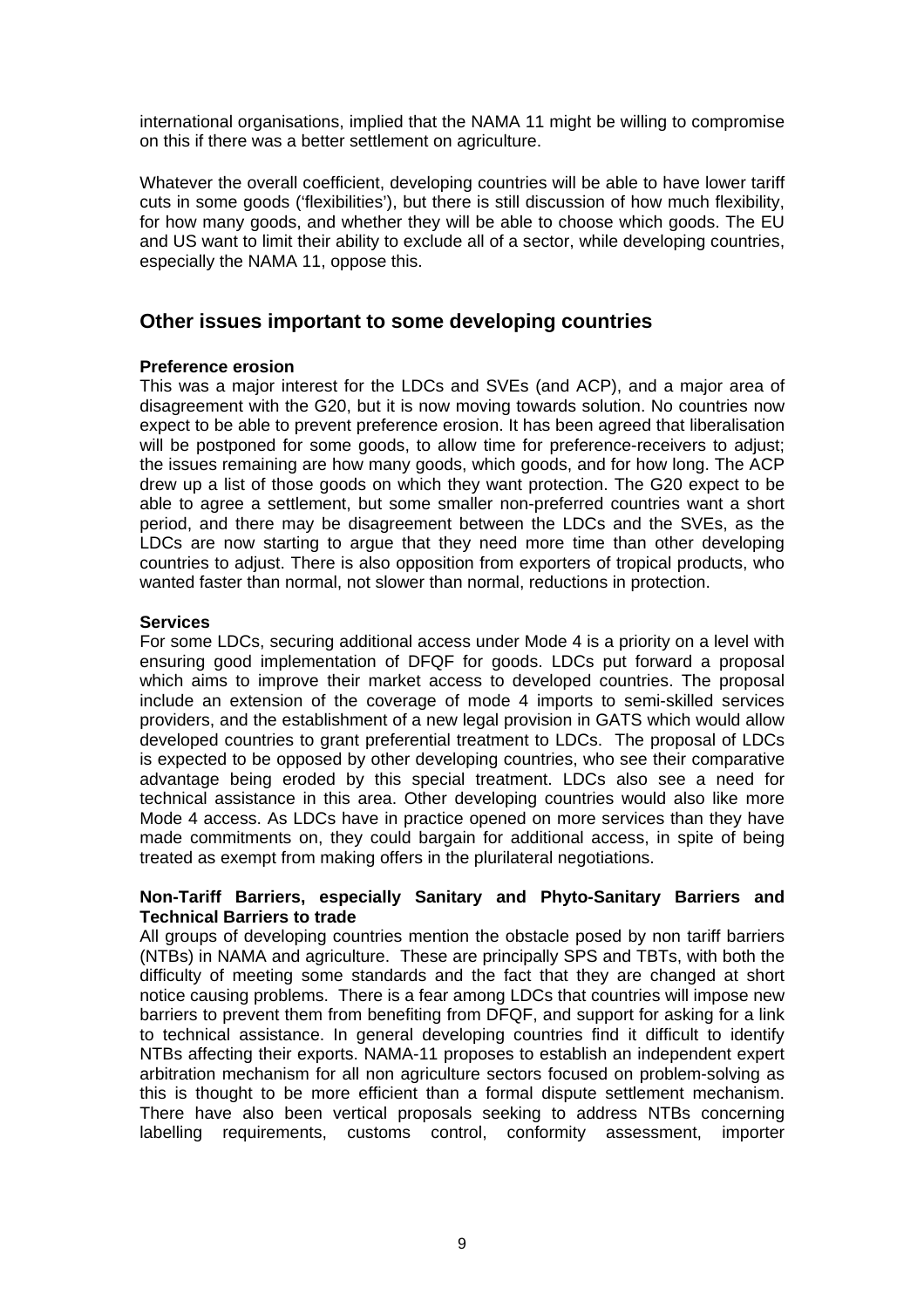international organisations, implied that the NAMA 11 might be willing to compromise on this if there was a better settlement on agriculture.

Whatever the overall coefficient, developing countries will be able to have lower tariff cuts in some goods ('flexibilities'), but there is still discussion of how much flexibility, for how many goods, and whether they will be able to choose which goods. The EU and US want to limit their ability to exclude all of a sector, while developing countries, especially the NAMA 11, oppose this.

## Other issues important to some developing countries

**Preference erosion**

This was a major interest for the LDCs and SVEs (and ACP), and a major area of disagreement with the G20, but it is now moving towards solution. No countries now expect to be able to prevent preference erosion. It has been agreed that liberalisation will be postponed for some goods, to allow time for preference-receivers to adjust; the issues remaining are how many goods, which goods, and for how long. The ACP drew up a list of those goods on which they want protection. The G20 expect to be able to agree a settlement, but some smaller non-preferred countries want a short period, and there may be disagreement between the LDCs and the SVEs, as the LDCs are now starting to argue that they need more time than other developing countries to adjust. There is also opposition from exporters of tropical products, who wanted faster than normal, not slower than normal, reductions in protection.

**Services**

For some LDCs, securing additional access under Mode 4 is a priority on a level with ensuring good implementation of DFQF for goods. LDCs put forward a proposal which aims to improve their market access to developed countries. The proposal include an extension of the coverage of mode 4 imports to semi-skilled services providers, and the establishment of a new legal provision in GATS which would allow developed countries to grant preferential treatment to LDCs. The proposal of LDCs is expected to be opposed by other developing countries, who see their comparative advantage being eroded by this special treatment. LDCs also see a need for technical assistance in this area. Other developing countries would also like more Mode 4 access. As LDCs have in practice opened on more services than they have made commitments on, they could bargain for additional access, in spite of being treated as exempt from making offers in the plurilateral negotiations.

**Non-Tariff Barriers, especially Sanitary and Phyto-Sanitary Barriers and Technical Barriers to trade**

All groups of developing countries mention the obstacle posed by non tariff barriers (NTBs) in NAMA and agriculture. These are principally SPS and TBTs, with both the difficulty of meeting some standards and the fact that they are changed at short notice causing problems. There is a fear among LDCs that countries will impose new barriers to prevent them from benefiting from DFQF, and support for asking for a link to technical assistance. In general developing countries find it difficult to identify NTBs affecting their exports. NAMA-11 proposes to establish an indepenent expert arbitration mechanism for all non agriculture sectors focused on problem-solving as this is thought to be more efficient than a formal dispute settlement mechanism. There have also been vertical proposals seeking to address NTBs concerning labelling requirements, customs control, conformity assessment, importer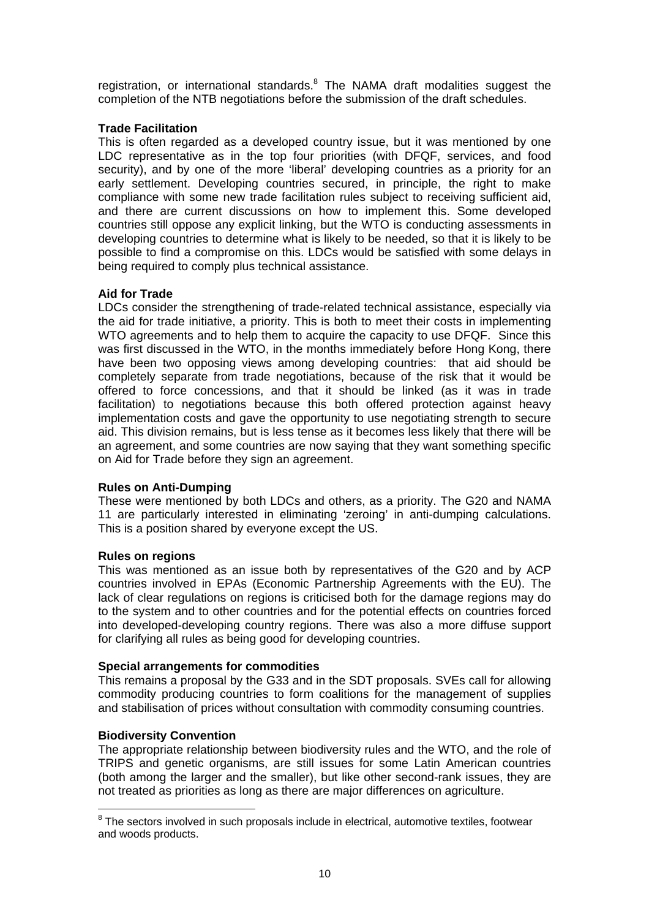registration, or international standards.[8] The NAMA draft modalities suggest the completion of the NTB negotiations before the submission of the draft schedules.

**Trade Facilitation**

This is often regarded as a developed country issue, but it was mentioned by one LDC representative as in the top four priorities (with DFQF, services, and food security), and by one of the more 'liberal' developing countries as a priority for an early settlement. Developing countries secured, in principle, the right to make compliance with some new trade facilitation rules subject to receiving sufficient aid, and there are current discussions on how to implement this. Some developed countries still oppose any explicit linking, but the WTO is conducting assessments in developing countries to determine what is likely to be needed, so that it is likely to be possible to find a compromise on this. LDCs would be satisfied with some delays in being required to comply plus technical assistance.

**Aid for Trade**

LDCs consider the strengthening of trade-related technical assistance, especially via the aid for trade initiative, a priority. This is both to meet their costs in implementing WTO agreements and to help them to acquire the capacity to use DFQF. Since this was first discussed in the WTO, in the months immediately before Hong Kong, there have been two opposing views among developing countries: that aid should be completely separate from trade negotiations, because of the risk that it would be offered to force concessions, and that it should be linked (as it was in trade facilitation) to negotiations because this both offered protection against heavy implementation costs and gave the opportunity to use negotiating strength to secure aid. This division remains, but is less tense as it becomes less likely that there will be an agreement, and some countries are now saying that they want something specific on Aid for Trade before they sign an agreement.

**Rules on Anti-Dumping**

These were mentioned by both LDCs and others, as a priority. The G20 and NAMA 11 are particularly interested in eliminating 'zeroing' in anti-dumping calculations. This is a position shared by everyone except the US.

**Rules on regions**

This was mentioned as an issue both by representatives of the G20 and by ACP countries involved in EPAs (Economic Partnership Agreements with the EU). The lack of clear regulations on regions is criticised both for the damage regions may do to the system and to other countries and for the potential effects on countries forced into developed-developing country regions. There was also a more diffuse support for clarifying all rules as being good for developing countries.

**Special arrangements for commodities**

This remains a proposal by the G33 and in the SDT proposals. SVEs call for allowing commodity producing countries to form coalitions for the management of supplies and stabilisation of prices without consultation with commodity consuming countries.

**Biodiversity Convention**

The appropriate relationship between biodiversity rules and the WTO, and the role of TRIPS and genetic organisms, are still issues for some Latin American countries (both among the larger and the smaller), but like other second-rank issues, they are not treated as priorities as long as there are major differences on agriculture.

---

[8] The sectors involved in such proposals include in electrical, automotive textiles, footwear and woods products.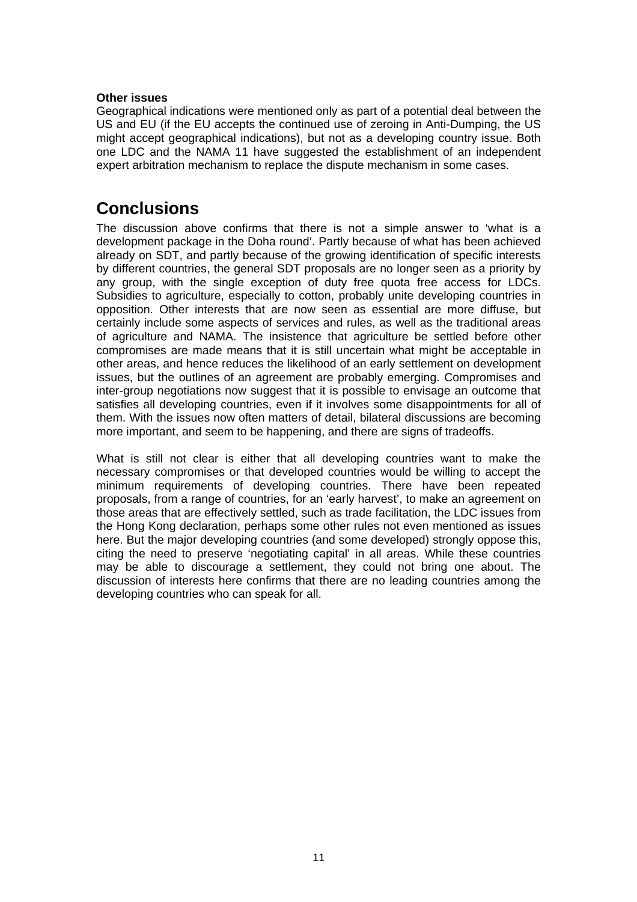**Other issues**

Geographical indications were mentioned only as part of a potential deal between the US and EU (if the EU accepts the continued use of zeroing in Anti-Dumping, the US might accept geographical indications), but not as a developing country issue. Both one LDC and the NAMA 11 have suggested the establishment of an independent expert arbitration mechanism to replace the dispute mechanism in some cases.

# Conclusions

The discussion above confirms that there is not a simple answer to 'what is a development package in the Doha round'. Partly because of what has been achieved already on SDT, and partly because of the growing identification of specific interests by different countries, the general SDT proposals are no longer seen as a priority by any group, with the single exception of duty free quota free access for LDCs. Subsidies to agriculture, especially to cotton, probably unite developing countries in opposition. Other interests that are now seen as essential are more diffuse, but certainly include some aspects of services and rules, as well as the traditional areas of agriculture and NAMA. The insistence that agriculture be settled before other compromises are made means that it is still uncertain what might be acceptable in other areas, and hence reduces the likelihood of an early settlement on development issues, but the outlines of an agreement are probably emerging. Compromises and inter-group negotiations now suggest that it is possible to envisage an outcome that satisfies all developing countries, even if it involves some disappointments for all of them. With the issues now often matters of detail, bilateral discussions are becoming more important, and seem to be happening, and there are signs of tradeoffs.

What is still not clear is either that all developing countries want to make the necessary compromises or that developed countries would be willing to accept the minimum requirements of developing countries. There have been repeated proposals, from a range of countries, for an 'early harvest', to make an agreement on those areas that are effectively settled, such as trade facilitation, the LDC issues from the Hong Kong declaration, perhaps some other rules not even mentioned as issues here. But the major developing countries (and some developed) strongly oppose this, citing the need to preserve 'negotiating capital' in all areas. While these countries may be able to discourage a settlement, they could not bring one about. The discussion of interests here confirms that there are no leading countries among the developing countries who can speak for all.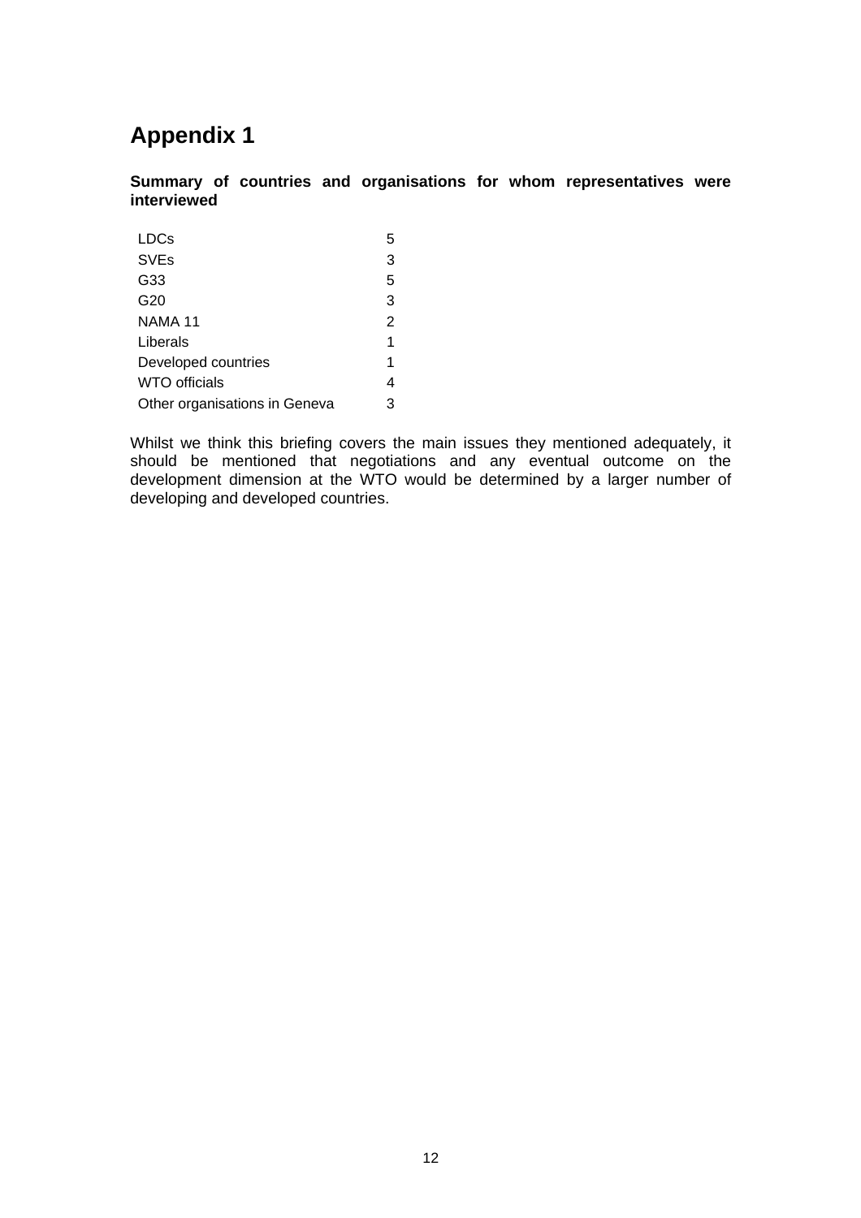# Appendix 1

**Summary of countries and organisations for whom representatives were interviewed**

| | |
|---|---|
| LDCs | 5 |
| SVEs | 3 |
| G33 | 5 |
| G20 | 3 |
| NAMA 11 | 2 |
| Liberals | 1 |
| Developed countries | 1 |
| WTO officials | 4 |
| Other organisations in Geneva | 3 |

Whilst we think this briefing covers the main issues they mentioned adequately, it should be mentioned that negotiations and any eventual outcome on the development dimension at the WTO would be determined by a larger number of developing and developed countries.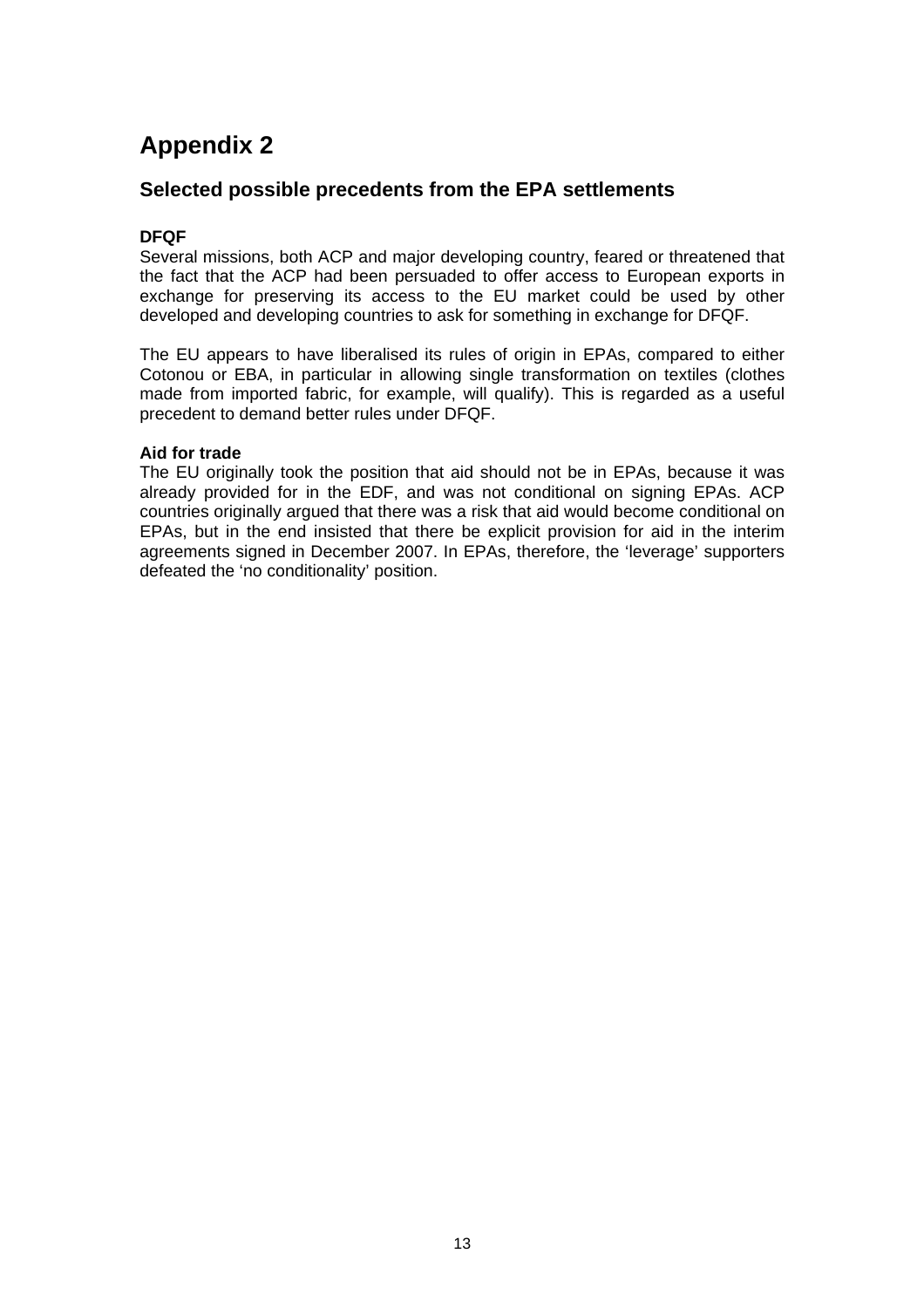# Appendix 2

## Selected possible precedents from the EPA settlements

**DFQF**

Several missions, both ACP and major developing country, feared or threatened that the fact that the ACP had been persuaded to offer access to European exports in exchange for preserving its access to the EU market could be used by other developed and developing countries to ask for something in exchange for DFQF.

The EU appears to have liberalised its rules of origin in EPAs, compared to either Cotonou or EBA, in particular in allowing single transformation on textiles (clothes made from imported fabric, for example, will qualify). This is regarded as a useful precedent to demand better rules under DFQF.

**Aid for trade**

The EU originally took the position that aid should not be in EPAs, because it was already provided for in the EDF, and was not conditional on signing EPAs. ACP countries originally argued that there was a risk that aid would become conditional on EPAs, but in the end insisted that there be explicit provision for aid in the interim agreements signed in December 2007. In EPAs, therefore, the 'leverage' supporters defeated the 'no conditionality' position.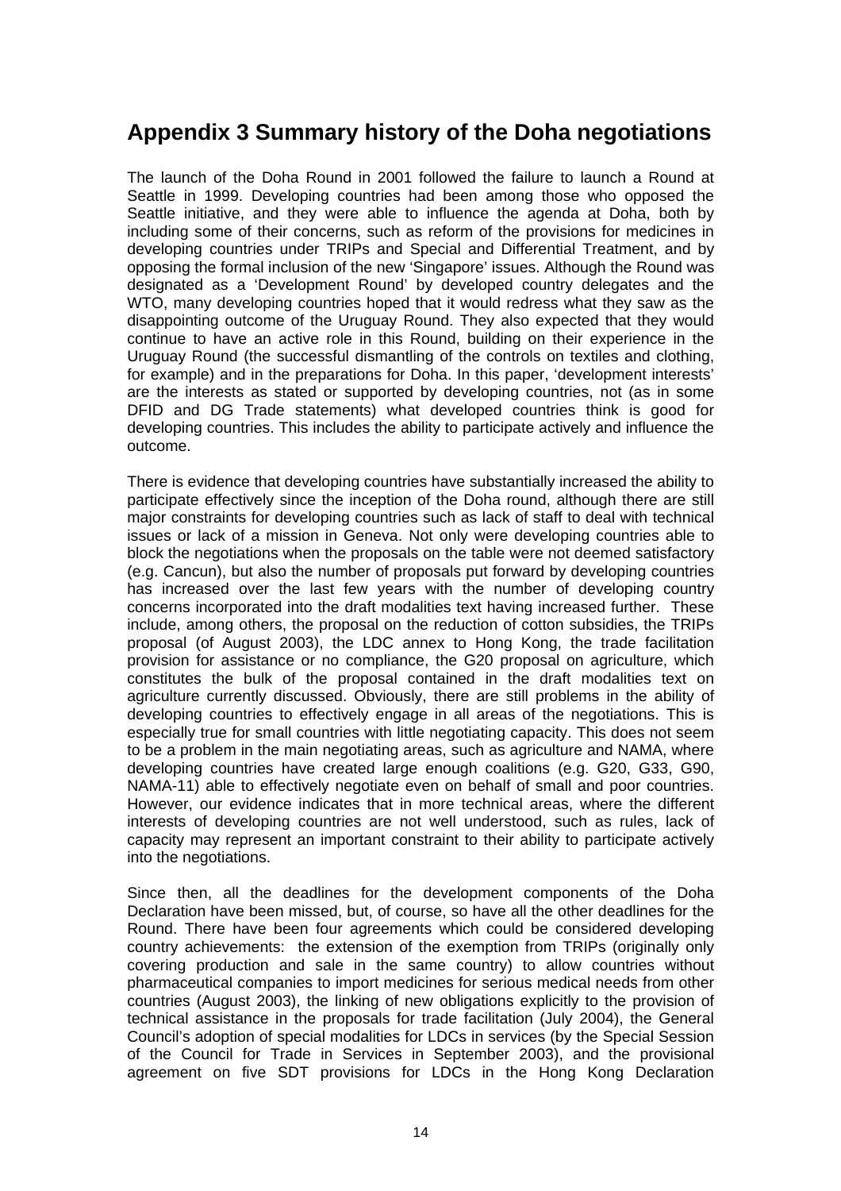# Appendix 3 Summary history of the Doha negotiations

The launch of the Doha Round in 2001 followed the failure to launch a Round at Seattle in 1999. Developing countries had been among those who opposed the Seattle initiative, and they were able to influence the agenda at Doha, both by including some of their concerns, such as reform of the provisions for medicines in developing countries under TRIPs and Special and Differential Treatment, and by opposing the formal inclusion of the new 'Singapore' issues. Although the Round was designated as a 'Development Round' by developed country delegates and the WTO, many developing countries hoped that it would redress what they saw as the disappointing outcome of the Uruguay Round. They also expected that they would continue to have an active role in this Round, building on their experience in the Uruguay Round (the successful dismantling of the controls on textiles and clothing, for example) and in the preparations for Doha. In this paper, 'development interests' are the interests as stated or supported by developing countries, not (as in some DFID and DG Trade statements) what developed countries think is good for developing countries. This includes the ability to participate actively and influence the outcome.

There is evidence that developing countries have substantially increased the ability to participate effectively since the inception of the Doha round, although there are still major constraints for developing countries such as lack of staff to deal with technical issues or lack of a mission in Geneva. Not only were developing countries able to block the negotiations when the proposals on the table were not deemed satisfactory (e.g. Cancun), but also the number of proposals put forward by developing countries has increased over the last few years with the number of developing country concerns incorporated into the draft modalities text having increased further. These include, among others, the proposal on the reduction of cotton subsidies, the TRIPs proposal (of August 2003), the LDC annex to Hong Kong, the trade facilitation provision for assistance or no compliance, the G20 proposal on agriculture, which constitutes the bulk of the proposal contained in the draft modalities text on agriculture currently discussed. Obviously, there are still problems in the ability of developing countries to effectively engage in all areas of the negotiations. This is especially true for small countries with little negotiating capacity. This does not seem to be a problem in the main negotiating areas, such as agriculture and NAMA, where developing countries have created large enough coalitions (e.g. G20, G33, G90, NAMA-11) able to effectively negotiate even on behalf of small and poor countries. However, our evidence indicates that in more technical areas, where the different interests of developing countries are not well understood, such as rules, lack of capacity may represent an important constraint to their ability to participate actively into the negotiations.

Since then, all the deadlines for the development components of the Doha Declaration have been missed, but, of course, so have all the other deadlines for the Round. There have been four agreements which could be considered developing country achievements: the extension of the exemption from TRIPs (originally only covering production and sale in the same country) to allow countries without pharmaceutical companies to import medicines for serious medical needs from other countries (August 2003), the linking of new obligations explicitly to the provision of technical assistance in the proposals for trade facilitation (July 2004), the General Council's adoption of special modalities for LDCs in services (by the Special Session of the Council for Trade in Services in September 2003), and the provisional agreement on five SDT provisions for LDCs in the Hong Kong Declaration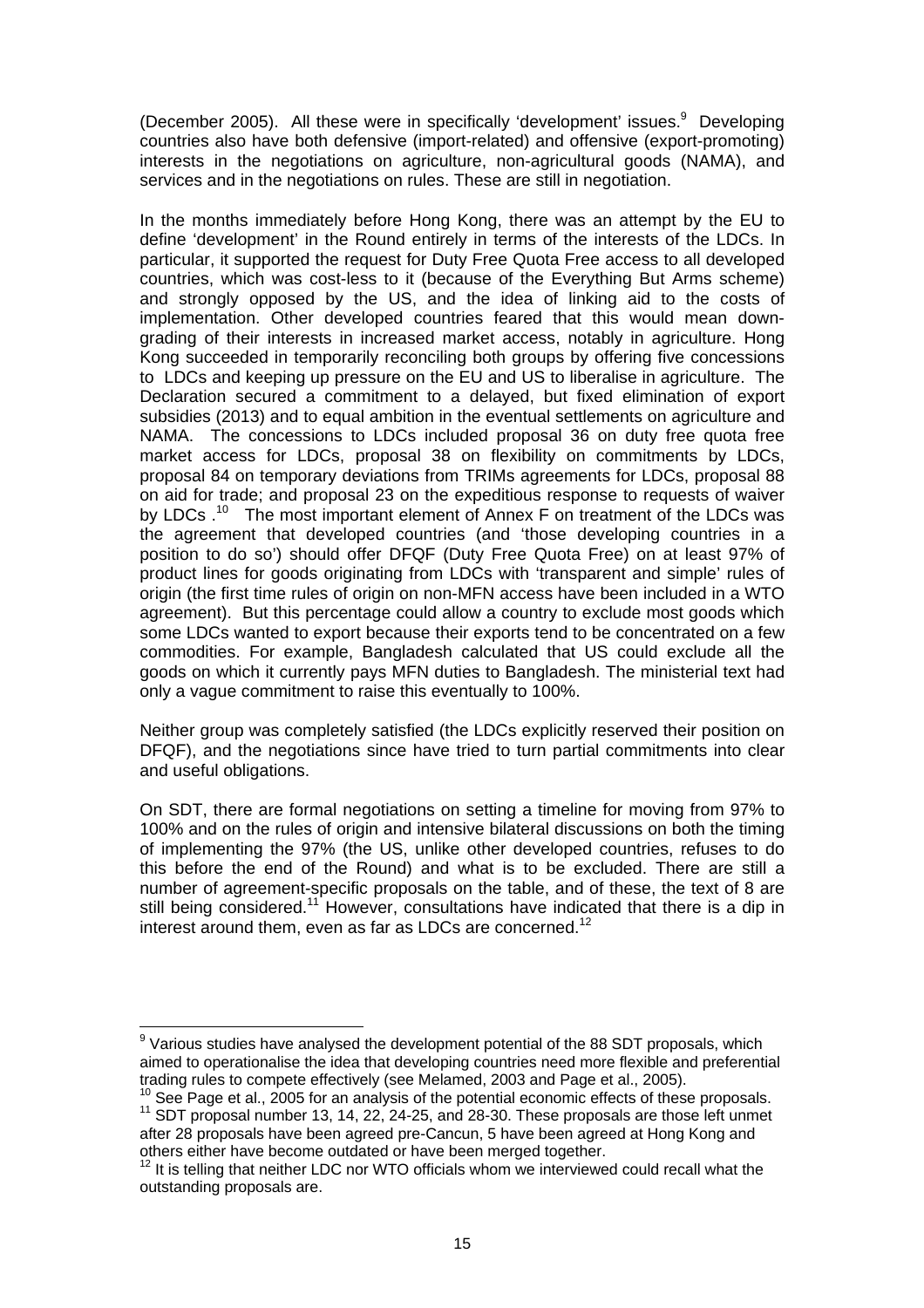(December 2005). All these were in specifically 'development' issues.[9] Developing countries also have both defensive (import-related) and offensive (export-promoting) interests in the negotiations on agriculture, non-agricultural goods (NAMA), and services and in the negotiations on rules. These are still in negotiation.

In the months immediately before Hong Kong, there was an attempt by the EU to define 'development' in the Round entirely in terms of the interests of the LDCs. In particular, it supported the request for Duty Free Quota Free access to all developed countries, which was cost-less to it (because of the Everything But Arms scheme) and strongly opposed by the US, and the idea of linking aid to the costs of implementation. Other developed countries feared that this would mean down-grading of their interests in increased market access, notably in agriculture. Hong Kong succeeded in temporarily reconciling both groups by offering five concessions to LDCs and keeping up pressure on the EU and US to liberalise in agriculture. The Declaration secured a commitment to a delayed, but fixed elimination of export subsidies (2013) and to equal ambition in the eventual settlements on agriculture and NAMA. The concessions to LDCs included proposal 36 on duty free quota free market access for LDCs, proposal 38 on flexibility on commitments by LDCs, proposal 84 on temporary deviations from TRIMs agreements for LDCs, proposal 88 on aid for trade; and proposal 23 on the expeditious response to requests of waiver by LDCs .[10] The most important element of Annex F on treatment of the LDCs was the agreement that developed countries (and 'those developing countries in a position to do so') should offer DFQF (Duty Free Quota Free) on at least 97% of product lines for goods originating from LDCs with 'transparent and simple' rules of origin (the first time rules of origin on non-MFN access have been included in a WTO agreement). But this percentage could allow a country to exclude most goods which some LDCs wanted to export because their exports tend to be concentrated on a few commodities. For example, Bangladesh calculated that US could exclude all the goods on which it currently pays MFN duties to Bangladesh. The ministerial text had only a vague commitment to raise this eventually to 100%.

Neither group was completely satisfied (the LDCs explicitly reserved their position on DFQF), and the negotiations since have tried to turn partial commitments into clear and useful obligations.

On SDT, there are formal negotiations on setting a timeline for moving from 97% to 100% and on the rules of origin and intensive bilateral discussions on both the timing of implementing the 97% (the US, unlike other developed countries, refuses to do this before the end of the Round) and what is to be excluded. There are still a number of agreement-specific proposals on the table, and of these, the text of 8 are still being considered.[11] However, consultations have indicated that there is a dip in interest around them, even as far as LDCs are concerned.[12]

---

[9] Various studies have analysed the development potential of the 88 SDT proposals, which aimed to operationalise the idea that developing countries need more flexible and preferential trading rules to compete effectively (see Melamed, 2003 and Page et al., 2005).

[10] See Page et al., 2005 for an analysis of the potential economic effects of these proposals.

[11] SDT proposal number 13, 14, 22, 24-25, and 28-30. These proposals are those left unmet after 28 proposals have been agreed pre-Cancun, 5 have been agreed at Hong Kong and others either have become outdated or have been merged together.

[12] It is telling that neither LDC nor WTO officials whom we interviewed could recall what the outstanding proposals are.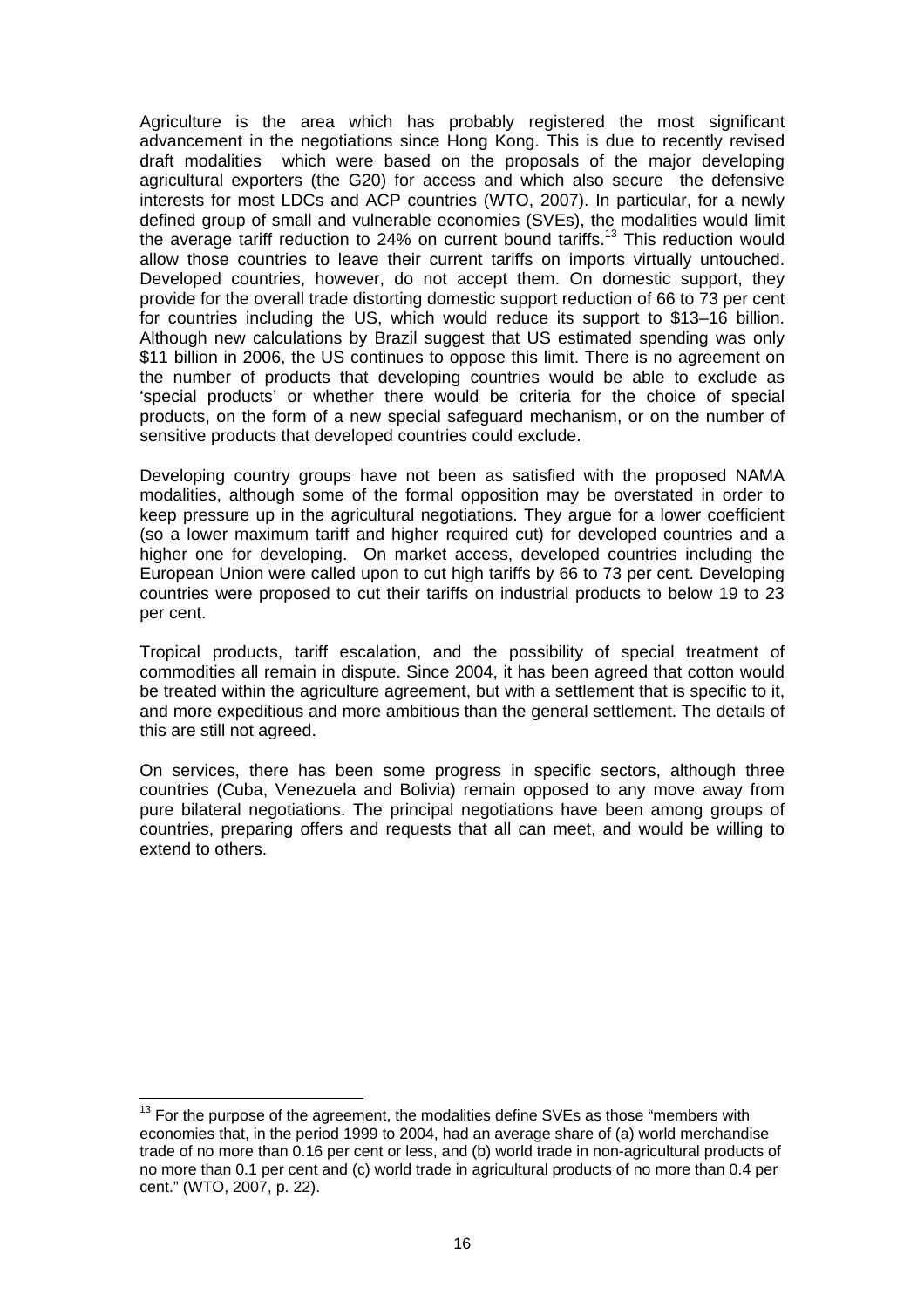Agriculture is the area which has probably registered the most significant advancement in the negotiations since Hong Kong. This is due to recently revised draft modalities which were based on the proposals of the major developing agricultural exporters (the G20) for access and which also secure the defensive interests for most LDCs and ACP countries (WTO, 2007). In particular, for a newly defined group of small and vulnerable economies (SVEs), the modalities would limit the average tariff reduction to 24% on current bound tariffs.[13] This reduction would allow those countries to leave their current tariffs on imports virtually untouched. Developed countries, however, do not accept them. On domestic support, they provide for the overall trade distorting domestic support reduction of 66 to 73 per cent for countries including the US, which would reduce its support to \$13–16 billion. Although new calculations by Brazil suggest that US estimated spending was only \$11 billion in 2006, the US continues to oppose this limit. There is no agreement on the number of products that developing countries would be able to exclude as 'special products' or whether there would be criteria for the choice of special products, on the form of a new special safeguard mechanism, or on the number of sensitive products that developed countries could exclude.

Developing country groups have not been as satisfied with the proposed NAMA modalities, although some of the formal opposition may be overstated in order to keep pressure up in the agricultural negotiations. They argue for a lower coefficient (so a lower maximum tariff and higher required cut) for developed countries and a higher one for developing. On market access, developed countries including the European Union were called upon to cut high tariffs by 66 to 73 per cent. Developing countries were proposed to cut their tariffs on industrial products to below 19 to 23 per cent.

Tropical products, tariff escalation, and the possibility of special treatment of commodities all remain in dispute. Since 2004, it has been agreed that cotton would be treated within the agriculture agreement, but with a settlement that is specific to it, and more expeditious and more ambitious than the general settlement. The details of this are still not agreed.

On services, there has been some progress in specific sectors, although three countries (Cuba, Venezuela and Bolivia) remain opposed to any move away from pure bilateral negotiations. The principal negotiations have been among groups of countries, preparing offers and requests that all can meet, and would be willing to extend to others.

---

[13] For the purpose of the agreement, the modalities define SVEs as those "members with economies that, in the period 1999 to 2004, had an average share of (a) world merchandise trade of no more than 0.16 per cent or less, and (b) world trade in non-agricultural products of no more than 0.1 per cent and (c) world trade in agricultural products of no more than 0.4 per cent." (WTO, 2007, p. 22).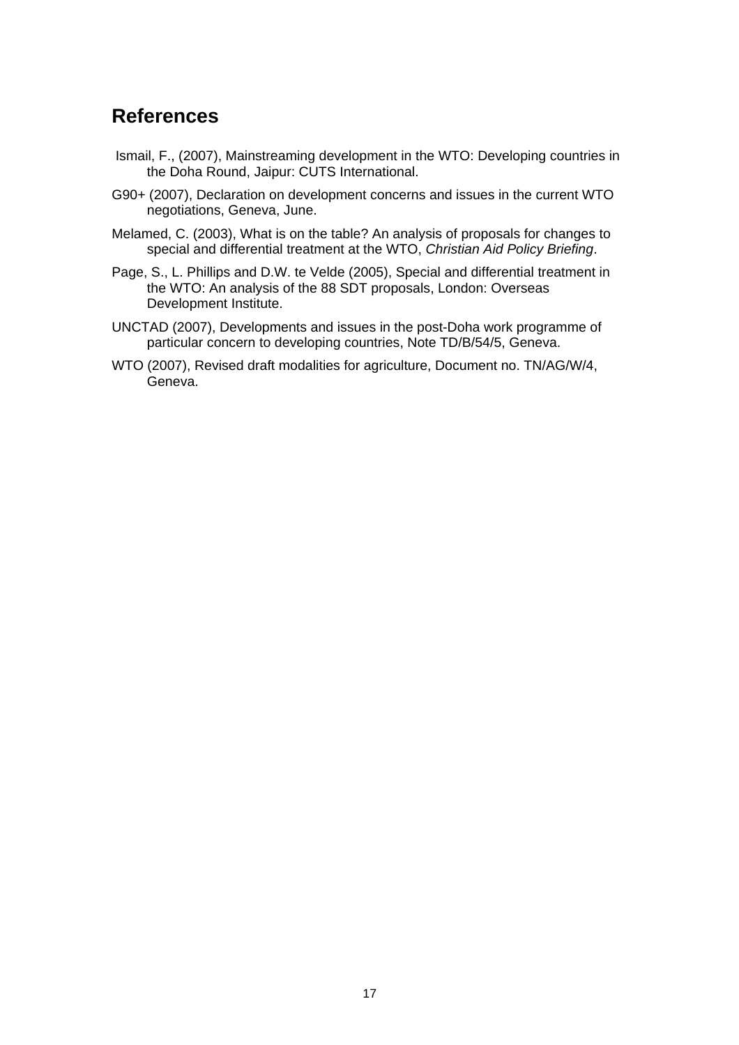## References

Ismail, F., (2007), Mainstreaming development in the WTO: Developing countries in the Doha Round, Jaipur: CUTS International.

G90+ (2007), Declaration on development concerns and issues in the current WTO negotiations, Geneva, June.

Melamed, C. (2003), What is on the table? An analysis of proposals for changes to special and differential treatment at the WTO, *Christian Aid Policy Briefing*.

Page, S., L. Phillips and D.W. te Velde (2005), Special and differential treatment in the WTO: An analysis of the 88 SDT proposals, London: Overseas Development Institute.

UNCTAD (2007), Developments and issues in the post-Doha work programme of particular concern to developing countries, Note TD/B/54/5, Geneva.

WTO (2007), Revised draft modalities for agriculture, Document no. TN/AG/W/4, Geneva.